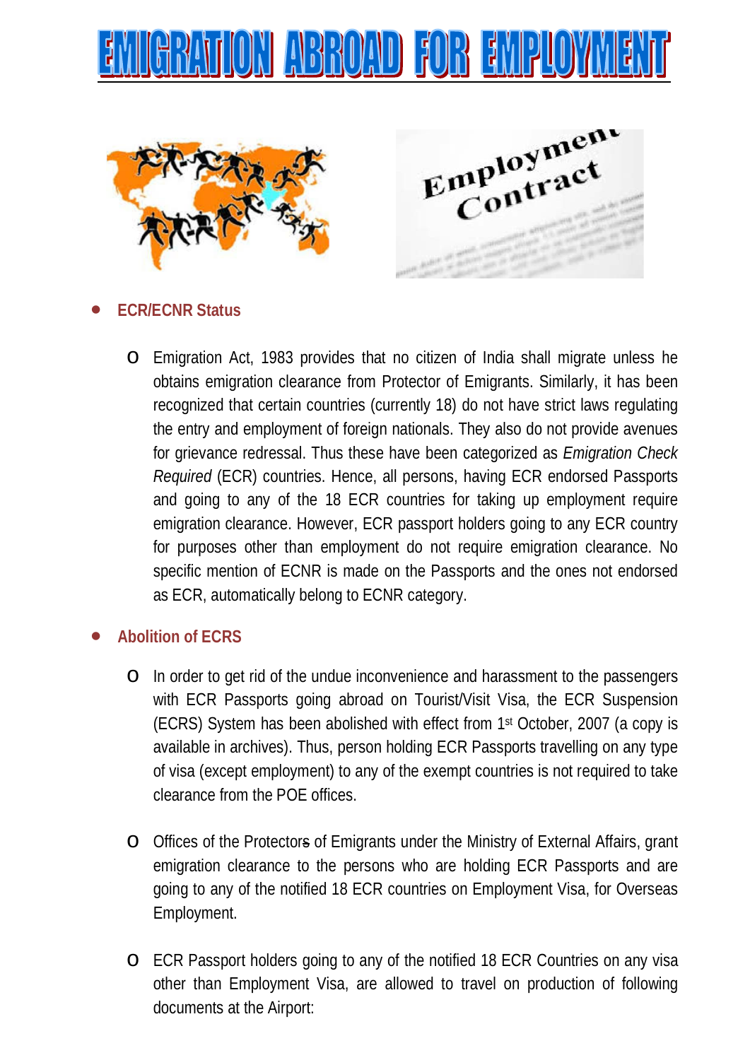# EMIGRATION ABROAD FOR EMPLOYMENT

- **ECR/ECNR Status**

    - Emigration Act, 1983 provides that no citizen of India shall migrate unless he obtains emigration clearance from Protector of Emigrants. Similarly, it has been recognized that certain countries (currently 18) do not have strict laws regulating the entry and employment of foreign nationals. They also do not provide avenues for grievance redressal. Thus these have been categorized as *Emigration Check Required* (ECR) countries. Hence, all persons, having ECR endorsed Passports and going to any of the 18 ECR countries for taking up employment require emigration clearance. However, ECR passport holders going to any ECR country for purposes other than employment do not require emigration clearance. No specific mention of ECNR is made on the Passports and the ones not endorsed as ECR, automatically belong to ECNR category.

- **Abolition of ECRS**

    - In order to get rid of the undue inconvenience and harassment to the passengers with ECR Passports going abroad on Tourist/Visit Visa, the ECR Suspension (ECRS) System has been abolished with effect from 1st October, 2007 (a copy is available in archives). Thus, person holding ECR Passports travelling on any type of visa (except employment) to any of the exempt countries is not required to take clearance from the POE offices.

    - Offices of the Protectors of Emigrants under the Ministry of External Affairs, grant emigration clearance to the persons who are holding ECR Passports and are going to any of the notified 18 ECR countries on Employment Visa, for Overseas Employment.

    - ECR Passport holders going to any of the notified 18 ECR Countries on any visa other than Employment Visa, are allowed to travel on production of following documents at the Airport: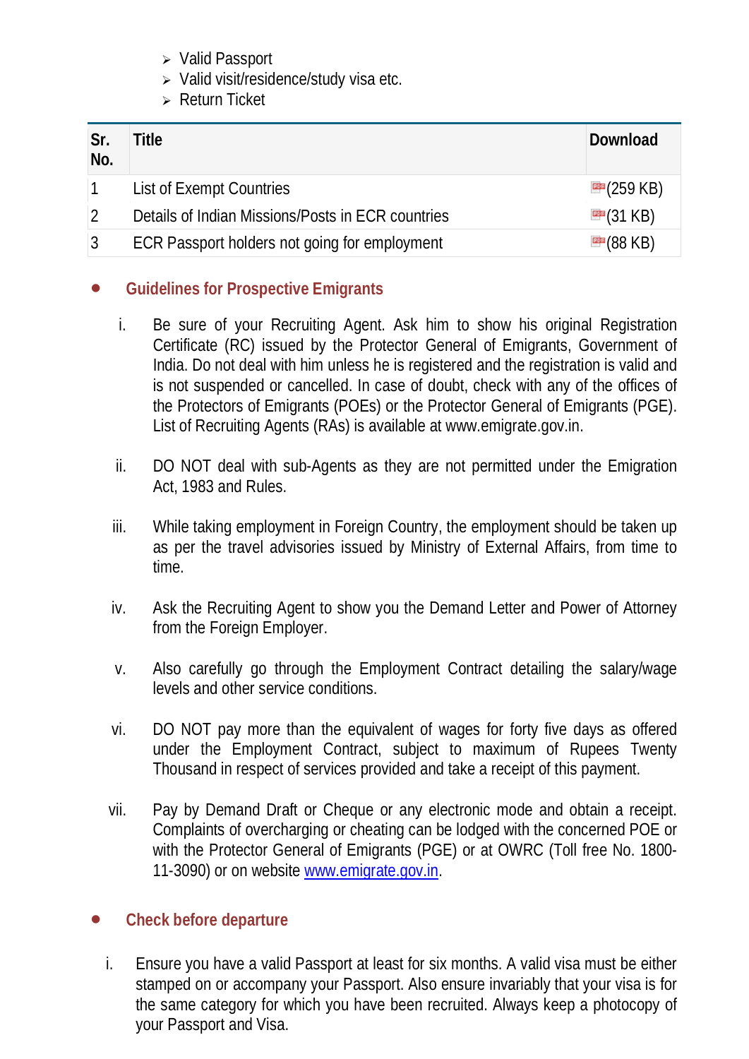- Valid Passport
- Valid visit/residence/study visa etc.
- Return Ticket

| Sr. No. | Title | Download |
|---|---|---|
| 1 | List of Exempt Countries | (259 KB) |
| 2 | Details of Indian Missions/Posts in ECR countries | (31 KB) |
| 3 | ECR Passport holders not going for employment | (88 KB) |

- **Guidelines for Prospective Emigrants**

  i. Be sure of your Recruiting Agent. Ask him to show his original Registration Certificate (RC) issued by the Protector General of Emigrants, Government of India. Do not deal with him unless he is registered and the registration is valid and is not suspended or cancelled. In case of doubt, check with any of the offices of the Protectors of Emigrants (POEs) or the Protector General of Emigrants (PGE). List of Recruiting Agents (RAs) is available at www.emigrate.gov.in.

  ii. DO NOT deal with sub-Agents as they are not permitted under the Emigration Act, 1983 and Rules.

  iii. While taking employment in Foreign Country, the employment should be taken up as per the travel advisories issued by Ministry of External Affairs, from time to time.

  iv. Ask the Recruiting Agent to show you the Demand Letter and Power of Attorney from the Foreign Employer.

  v. Also carefully go through the Employment Contract detailing the salary/wage levels and other service conditions.

  vi. DO NOT pay more than the equivalent of wages for forty five days as offered under the Employment Contract, subject to maximum of Rupees Twenty Thousand in respect of services provided and take a receipt of this payment.

  vii. Pay by Demand Draft or Cheque or any electronic mode and obtain a receipt. Complaints of overcharging or cheating can be lodged with the concerned POE or with the Protector General of Emigrants (PGE) or at OWRC (Toll free No. 1800-11-3090) or on website [www.emigrate.gov.in](http://www.emigrate.gov.in).

- **Check before departure**

  i. Ensure you have a valid Passport at least for six months. A valid visa must be either stamped on or accompany your Passport. Also ensure invariably that your visa is for the same category for which you have been recruited. Always keep a photocopy of your Passport and Visa.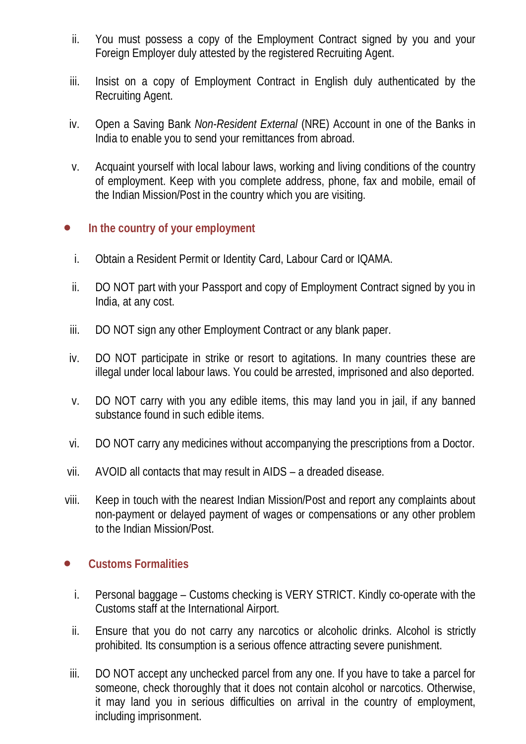ii. You must possess a copy of the Employment Contract signed by you and your Foreign Employer duly attested by the registered Recruiting Agent.

iii. Insist on a copy of Employment Contract in English duly authenticated by the Recruiting Agent.

iv. Open a Saving Bank *Non-Resident External* (NRE) Account in one of the Banks in India to enable you to send your remittances from abroad.

v. Acquaint yourself with local labour laws, working and living conditions of the country of employment. Keep with you complete address, phone, fax and mobile, email of the Indian Mission/Post in the country which you are visiting.

- **In the country of your employment**

i. Obtain a Resident Permit or Identity Card, Labour Card or IQAMA.

ii. DO NOT part with your Passport and copy of Employment Contract signed by you in India, at any cost.

iii. DO NOT sign any other Employment Contract or any blank paper.

iv. DO NOT participate in strike or resort to agitations. In many countries these are illegal under local labour laws. You could be arrested, imprisoned and also deported.

v. DO NOT carry with you any edible items, this may land you in jail, if any banned substance found in such edible items.

vi. DO NOT carry any medicines without accompanying the prescriptions from a Doctor.

vii. AVOID all contacts that may result in AIDS – a dreaded disease.

viii. Keep in touch with the nearest Indian Mission/Post and report any complaints about non-payment or delayed payment of wages or compensations or any other problem to the Indian Mission/Post.

- **Customs Formalities**

i. Personal baggage – Customs checking is VERY STRICT. Kindly co-operate with the Customs staff at the International Airport.

ii. Ensure that you do not carry any narcotics or alcoholic drinks. Alcohol is strictly prohibited. Its consumption is a serious offence attracting severe punishment.

iii. DO NOT accept any unchecked parcel from any one. If you have to take a parcel for someone, check thoroughly that it does not contain alcohol or narcotics. Otherwise, it may land you in serious difficulties on arrival in the country of employment, including imprisonment.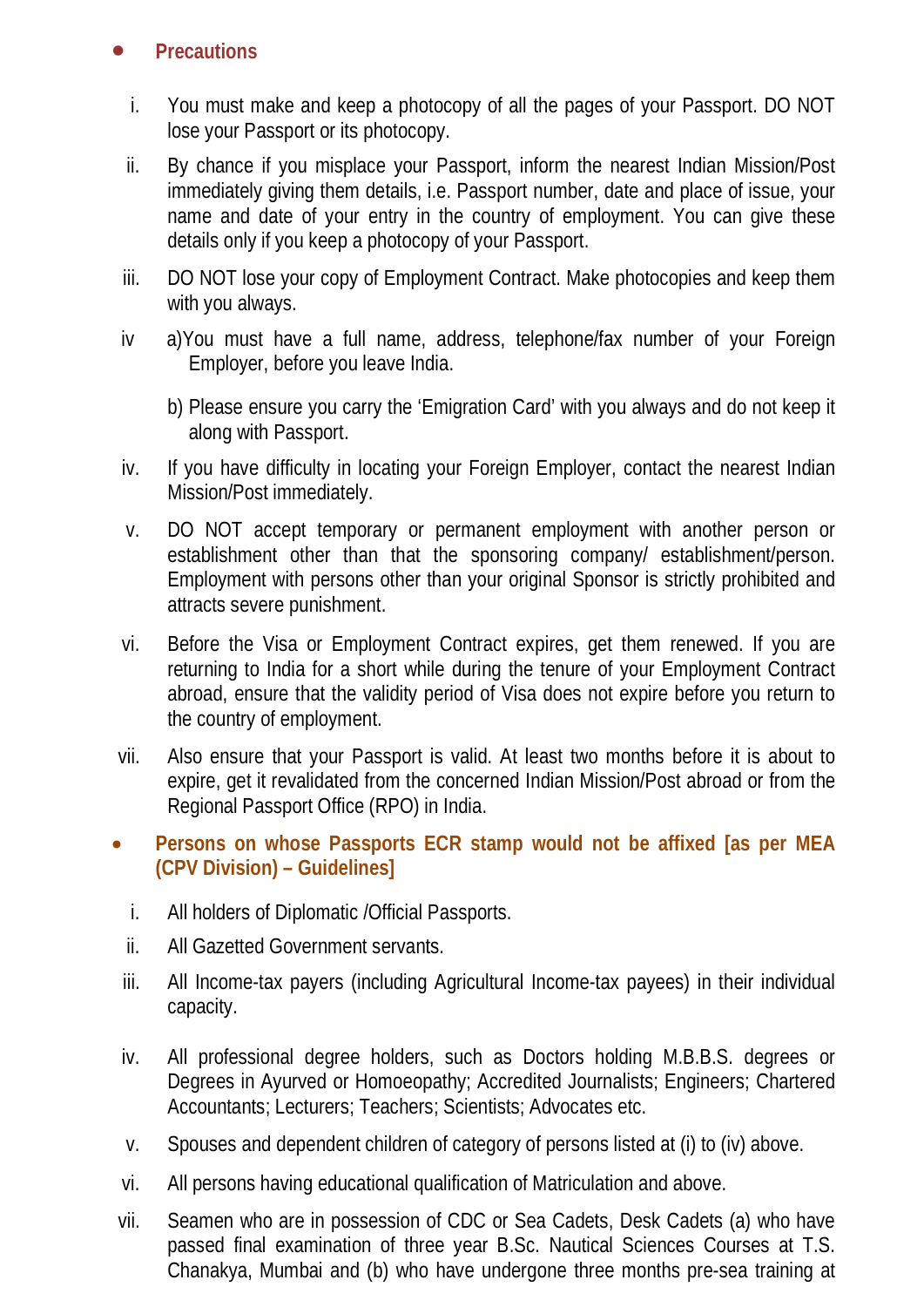- **Precautions**

i. You must make and keep a photocopy of all the pages of your Passport. DO NOT lose your Passport or its photocopy.

ii. By chance if you misplace your Passport, inform the nearest Indian Mission/Post immediately giving them details, i.e. Passport number, date and place of issue, your name and date of your entry in the country of employment. You can give these details only if you keep a photocopy of your Passport.

iii. DO NOT lose your copy of Employment Contract. Make photocopies and keep them with you always.

iv a)You must have a full name, address, telephone/fax number of your Foreign Employer, before you leave India.

b) Please ensure you carry the 'Emigration Card' with you always and do not keep it along with Passport.

iv. If you have difficulty in locating your Foreign Employer, contact the nearest Indian Mission/Post immediately.

v. DO NOT accept temporary or permanent employment with another person or establishment other than that the sponsoring company/ establishment/person. Employment with persons other than your original Sponsor is strictly prohibited and attracts severe punishment.

vi. Before the Visa or Employment Contract expires, get them renewed. If you are returning to India for a short while during the tenure of your Employment Contract abroad, ensure that the validity period of Visa does not expire before you return to the country of employment.

vii. Also ensure that your Passport is valid. At least two months before it is about to expire, get it revalidated from the concerned Indian Mission/Post abroad or from the Regional Passport Office (RPO) in India.

- **Persons on whose Passports ECR stamp would not be affixed [as per MEA (CPV Division) – Guidelines]**

i. All holders of Diplomatic /Official Passports.

ii. All Gazetted Government servants.

iii. All Income-tax payers (including Agricultural Income-tax payees) in their individual capacity.

iv. All professional degree holders, such as Doctors holding M.B.B.S. degrees or Degrees in Ayurved or Homoeopathy; Accredited Journalists; Engineers; Chartered Accountants; Lecturers; Teachers; Scientists; Advocates etc.

v. Spouses and dependent children of category of persons listed at (i) to (iv) above.

vi. All persons having educational qualification of Matriculation and above.

vii. Seamen who are in possession of CDC or Sea Cadets, Desk Cadets (a) who have passed final examination of three year B.Sc. Nautical Sciences Courses at T.S. Chanakya, Mumbai and (b) who have undergone three months pre-sea training at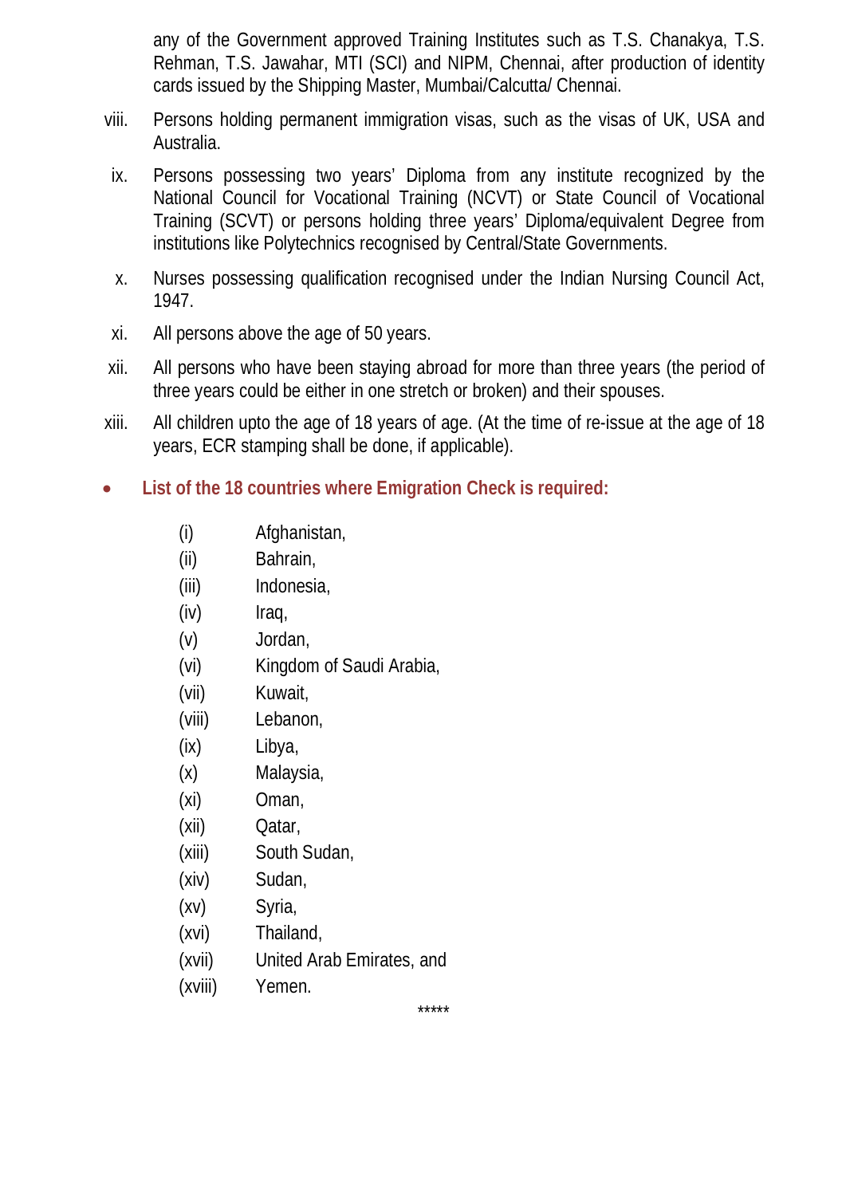any of the Government approved Training Institutes such as T.S. Chanakya, T.S. Rehman, T.S. Jawahar, MTI (SCI) and NIPM, Chennai, after production of identity cards issued by the Shipping Master, Mumbai/Calcutta/ Chennai.

viii. Persons holding permanent immigration visas, such as the visas of UK, USA and Australia.

ix. Persons possessing two years' Diploma from any institute recognized by the National Council for Vocational Training (NCVT) or State Council of Vocational Training (SCVT) or persons holding three years' Diploma/equivalent Degree from institutions like Polytechnics recognised by Central/State Governments.

x. Nurses possessing qualification recognised under the Indian Nursing Council Act, 1947.

xi. All persons above the age of 50 years.

xii. All persons who have been staying abroad for more than three years (the period of three years could be either in one stretch or broken) and their spouses.

xiii. All children upto the age of 18 years of age. (At the time of re-issue at the age of 18 years, ECR stamping shall be done, if applicable).

- **List of the 18 countries where Emigration Check is required:**

  (i) Afghanistan,
  (ii) Bahrain,
  (iii) Indonesia,
  (iv) Iraq,
  (v) Jordan,
  (vi) Kingdom of Saudi Arabia,
  (vii) Kuwait,
  (viii) Lebanon,
  (ix) Libya,
  (x) Malaysia,
  (xi) Oman,
  (xii) Qatar,
  (xiii) South Sudan,
  (xiv) Sudan,
  (xv) Syria,
  (xvi) Thailand,
  (xvii) United Arab Emirates, and
  (xviii) Yemen.

*****